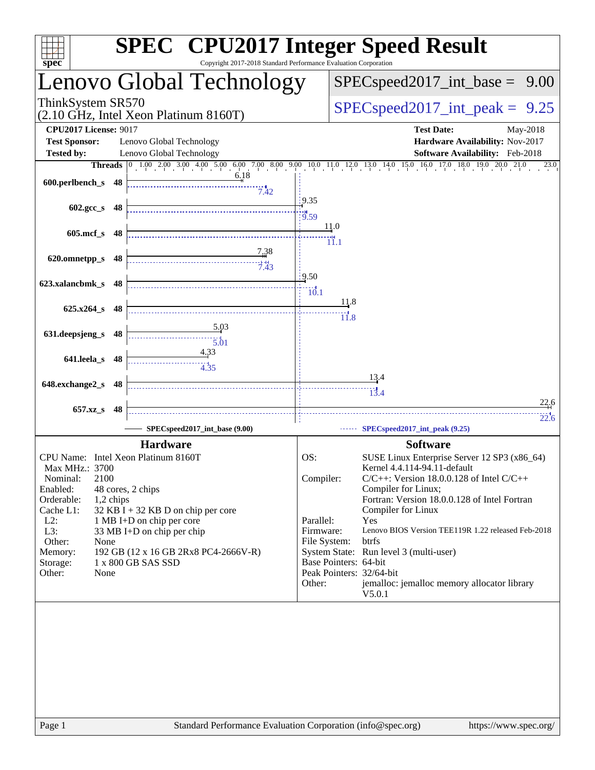# SPEC CPU2017 Integer Speed Result

Copyright 2017-2018 Standard Performance Evaluation Corporation

## Lenovo Global Technology

ThinkSystem SR570
(2.10 GHz, Intel Xeon Platinum 8160T)

SPECspeed2017_int_base = 9.00

SPECspeed2017_int_peak = 9.25

| | | | |
|---|---|---|---|
| **CPU2017 License:** | 9017 | **Test Date:** | May-2018 |
| **Test Sponsor:** | Lenovo Global Technology | **Hardware Availability:** | Nov-2017 |
| **Tested by:** | Lenovo Global Technology | **Software Availability:** | Feb-2018 |

| Benchmark | Threads | Base | Peak |
|---|---|---|---|
| 600.perlbench_s | 48 | 6.18 | 7.42 |
| 602.gcc_s | 48 | 9.35 | 9.59 |
| 605.mcf_s | 48 | 11.0 | 11.1 |
| 620.omnetpp_s | 48 | 7.38 | 7.43 |
| 623.xalancbmk_s | 48 | 9.50 | 10.1 |
| 625.x264_s | 48 | 11.8 | 11.8 |
| 631.deepsjeng_s | 48 | 5.03 | 5.01 |
| 641.leela_s | 48 | 4.33 | 4.35 |
| 648.exchange2_s | 48 | 13.4 | 13.4 |
| 657.xz_s | 48 | 22.6 | 22.6 |

SPECspeed2017_int_base (9.00) — SPECspeed2017_int_peak (9.25)

### Hardware

| | |
|---|---|
| CPU Name: | Intel Xeon Platinum 8160T |
| Max MHz.: | 3700 |
| Nominal: | 2100 |
| Enabled: | 48 cores, 2 chips |
| Orderable: | 1,2 chips |
| Cache L1: | 32 KB I + 32 KB D on chip per core |
| L2: | 1 MB I+D on chip per core |
| L3: | 33 MB I+D on chip per chip |
| Other: | None |
| Memory: | 192 GB (12 x 16 GB 2Rx8 PC4-2666V-R) |
| Storage: | 1 x 800 GB SAS SSD |
| Other: | None |

### Software

| | |
|---|---|
| OS: | SUSE Linux Enterprise Server 12 SP3 (x86_64) Kernel 4.4.114-94.11-default |
| Compiler: | C/C++: Version 18.0.0.128 of Intel C/C++ Compiler for Linux; Fortran: Version 18.0.0.128 of Intel Fortran Compiler for Linux |
| Parallel: | Yes |
| Firmware: | Lenovo BIOS Version TEE119R 1.22 released Feb-2018 |
| File System: | btrfs |
| System State: | Run level 3 (multi-user) |
| Base Pointers: | 64-bit |
| Peak Pointers: | 32/64-bit |
| Other: | jemalloc: jemalloc memory allocator library V5.0.1 |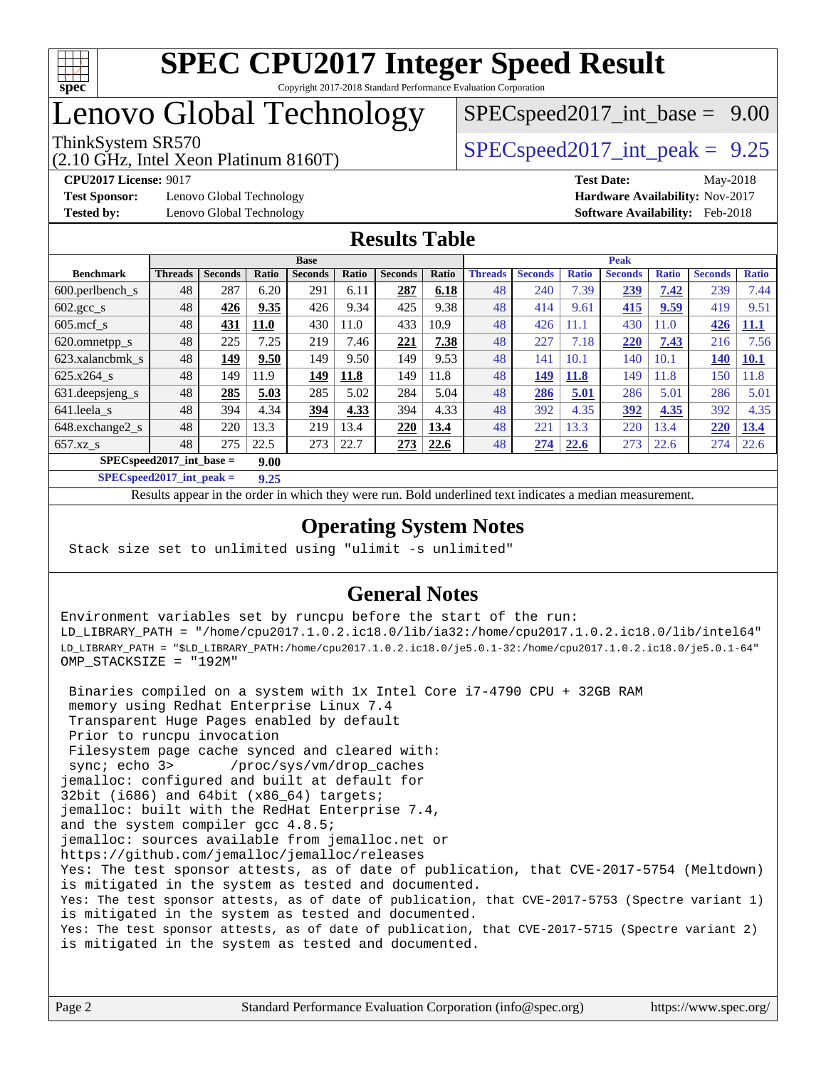# SPEC CPU2017 Integer Speed Result

Copyright 2017-2018 Standard Performance Evaluation Corporation

# Lenovo Global Technology

ThinkSystem SR570
(2.10 GHz, Intel Xeon Platinum 8160T)

SPECspeed2017_int_base = 9.00

SPECspeed2017_int_peak = 9.25

**CPU2017 License:** 9017
**Test Sponsor:** Lenovo Global Technology
**Tested by:** Lenovo Global Technology

**Test Date:** May-2018
**Hardware Availability:** Nov-2017
**Software Availability:** Feb-2018

## Results Table

| Benchmark | Base | | | | | | | Peak | | | | | | |
|---|---|---|---|---|---|---|---|---|---|---|---|---|---|---|
| | Threads | Seconds | Ratio | Seconds | Ratio | Seconds | Ratio | Threads | Seconds | Ratio | Seconds | Ratio | Seconds | Ratio |
| 600.perlbench_s | 48 | 287 | 6.20 | 291 | 6.11 | **287** | **6.18** | 48 | 240 | 7.39 | **239** | **7.42** | 239 | 7.44 |
| 602.gcc_s | 48 | **426** | **9.35** | 426 | 9.34 | 425 | 9.38 | 48 | 414 | 9.61 | **415** | **9.59** | 419 | 9.51 |
| 605.mcf_s | 48 | **431** | **11.0** | 430 | 11.0 | 433 | 10.9 | 48 | 426 | 11.1 | 430 | 11.0 | **426** | **11.1** |
| 620.omnetpp_s | 48 | 225 | 7.25 | 219 | 7.46 | **221** | **7.38** | 48 | 227 | 7.18 | **220** | **7.43** | 216 | 7.56 |
| 623.xalancbmk_s | 48 | **149** | **9.50** | 149 | 9.50 | 149 | 9.53 | 48 | 141 | 10.1 | 140 | 10.1 | **140** | **10.1** |
| 625.x264_s | 48 | 149 | 11.9 | **149** | **11.8** | 149 | 11.8 | 48 | **149** | **11.8** | 149 | 11.8 | 150 | 11.8 |
| 631.deepsjeng_s | 48 | **285** | **5.03** | 285 | 5.02 | 284 | 5.04 | 48 | **286** | **5.01** | 286 | 5.01 | 286 | 5.01 |
| 641.leela_s | 48 | 394 | 4.34 | **394** | **4.33** | 394 | 4.33 | 48 | 392 | 4.35 | **392** | **4.35** | 392 | 4.35 |
| 648.exchange2_s | 48 | 220 | 13.3 | 219 | 13.4 | **220** | **13.4** | 48 | 221 | 13.3 | 220 | 13.4 | **220** | **13.4** |
| 657.xz_s | 48 | 275 | 22.5 | 273 | 22.7 | **273** | **22.6** | 48 | **274** | **22.6** | 273 | 22.6 | 274 | 22.6 |

**SPECspeed2017_int_base = 9.00**

**SPECspeed2017_int_peak = 9.25**

Results appear in the order in which they were run. Bold underlined text indicates a median measurement.

## Operating System Notes

```
Stack size set to unlimited using "ulimit -s unlimited"
```

## General Notes

```
Environment variables set by runcpu before the start of the run:
LD_LIBRARY_PATH = "/home/cpu2017.1.0.2.ic18.0/lib/ia32:/home/cpu2017.1.0.2.ic18.0/lib/intel64"
LD_LIBRARY_PATH = "$LD_LIBRARY_PATH:/home/cpu2017.1.0.2.ic18.0/je5.0.1-32:/home/cpu2017.1.0.2.ic18.0/je5.0.1-64"
OMP_STACKSIZE = "192M"

 Binaries compiled on a system with 1x Intel Core i7-4790 CPU + 32GB RAM
 memory using Redhat Enterprise Linux 7.4
 Transparent Huge Pages enabled by default
 Prior to runcpu invocation
 Filesystem page cache synced and cleared with:
 sync; echo 3>       /proc/sys/vm/drop_caches
jemalloc: configured and built at default for
32bit (i686) and 64bit (x86_64) targets;
jemalloc: built with the RedHat Enterprise 7.4,
and the system compiler gcc 4.8.5;
jemalloc: sources available from jemalloc.net or
https://github.com/jemalloc/jemalloc/releases
Yes: The test sponsor attests, as of date of publication, that CVE-2017-5754 (Meltdown)
is mitigated in the system as tested and documented.
Yes: The test sponsor attests, as of date of publication, that CVE-2017-5753 (Spectre variant 1)
is mitigated in the system as tested and documented.
Yes: The test sponsor attests, as of date of publication, that CVE-2017-5715 (Spectre variant 2)
is mitigated in the system as tested and documented.
```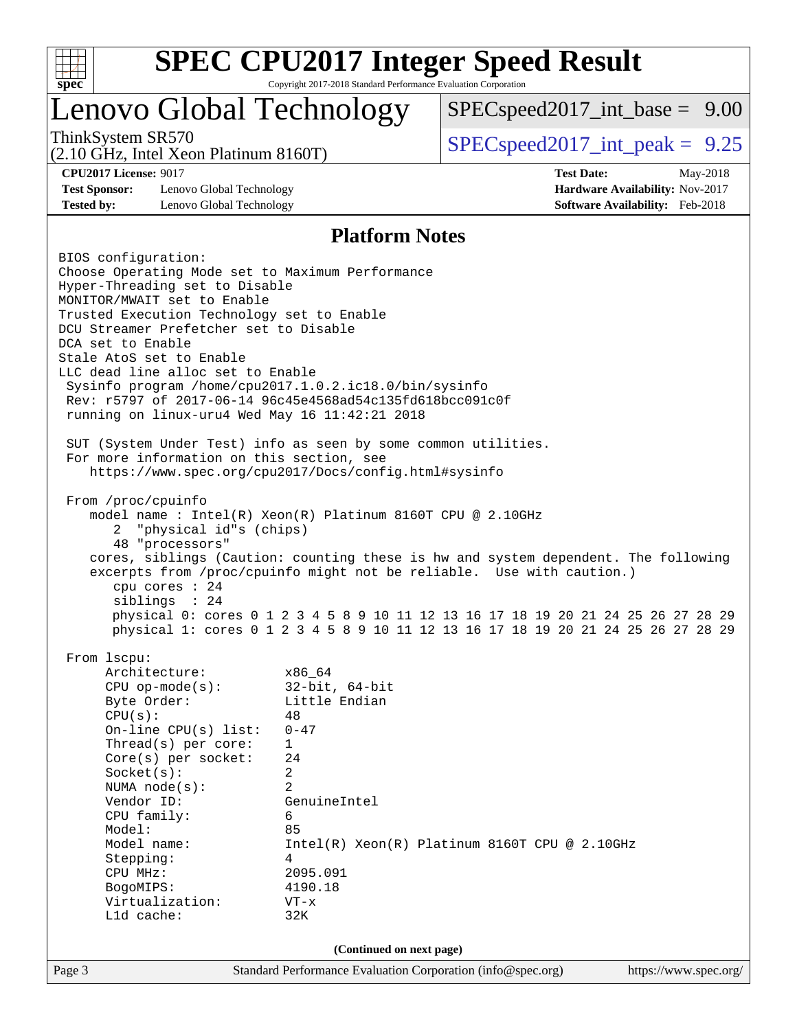# SPEC CPU2017 Integer Speed Result

Copyright 2017-2018 Standard Performance Evaluation Corporation

## Lenovo Global Technology

ThinkSystem SR570
(2.10 GHz, Intel Xeon Platinum 8160T)

SPECspeed2017_int_base = 9.00

SPECspeed2017_int_peak = 9.25

**CPU2017 License:** 9017
**Test Sponsor:** Lenovo Global Technology
**Tested by:** Lenovo Global Technology

**Test Date:** May-2018
**Hardware Availability:** Nov-2017
**Software Availability:** Feb-2018

### Platform Notes

```
BIOS configuration:
Choose Operating Mode set to Maximum Performance
Hyper-Threading set to Disable
MONITOR/MWAIT set to Enable
Trusted Execution Technology set to Enable
DCU Streamer Prefetcher set to Disable
DCA set to Enable
Stale AtoS set to Enable
LLC dead line alloc set to Enable
 Sysinfo program /home/cpu2017.1.0.2.ic18.0/bin/sysinfo
 Rev: r5797 of 2017-06-14 96c45e4568ad54c135fd618bcc091c0f
 running on linux-uru4 Wed May 16 11:42:21 2018

 SUT (System Under Test) info as seen by some common utilities.
 For more information on this section, see
    https://www.spec.org/cpu2017/Docs/config.html#sysinfo

 From /proc/cpuinfo
    model name : Intel(R) Xeon(R) Platinum 8160T CPU @ 2.10GHz
       2  "physical id"s (chips)
       48 "processors"
    cores, siblings (Caution: counting these is hw and system dependent. The following
    excerpts from /proc/cpuinfo might not be reliable.  Use with caution.)
       cpu cores : 24
       siblings  : 24
       physical 0: cores 0 1 2 3 4 5 8 9 10 11 12 13 16 17 18 19 20 21 24 25 26 27 28 29
       physical 1: cores 0 1 2 3 4 5 8 9 10 11 12 13 16 17 18 19 20 21 24 25 26 27 28 29

 From lscpu:
      Architecture:          x86_64
      CPU op-mode(s):        32-bit, 64-bit
      Byte Order:            Little Endian
      CPU(s):                48
      On-line CPU(s) list:   0-47
      Thread(s) per core:    1
      Core(s) per socket:    24
      Socket(s):             2
      NUMA node(s):          2
      Vendor ID:             GenuineIntel
      CPU family:            6
      Model:                 85
      Model name:            Intel(R) Xeon(R) Platinum 8160T CPU @ 2.10GHz
      Stepping:              4
      CPU MHz:               2095.091
      BogoMIPS:              4190.18
      Virtualization:        VT-x
      L1d cache:             32K
```

**(Continued on next page)**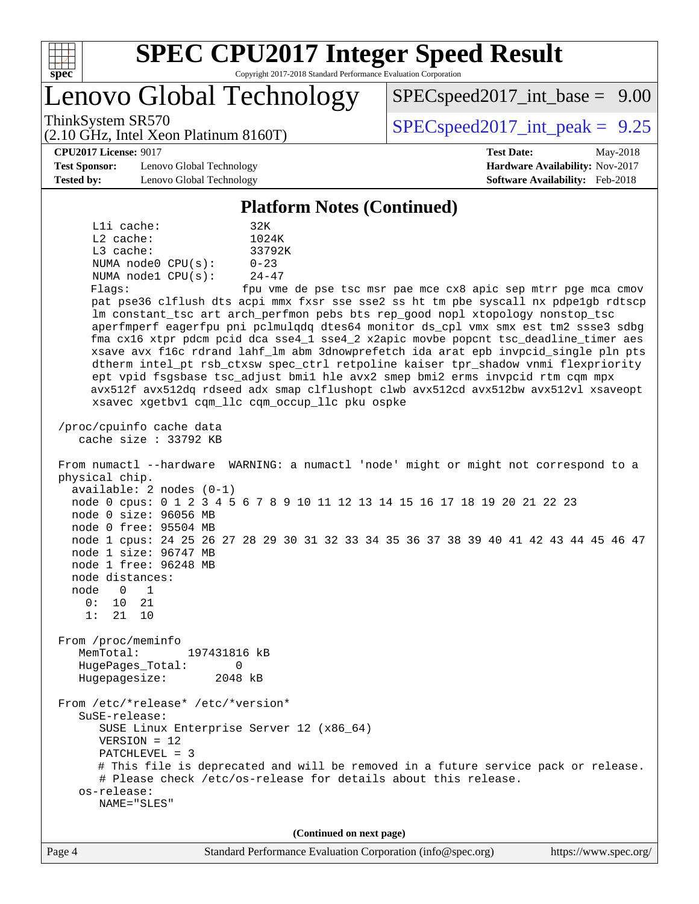# SPEC CPU2017 Integer Speed Result

Copyright 2017-2018 Standard Performance Evaluation Corporation

## Lenovo Global Technology

ThinkSystem SR570
(2.10 GHz, Intel Xeon Platinum 8160T)

SPECspeed2017_int_base = 9.00

SPECspeed2017_int_peak = 9.25

**CPU2017 License:** 9017
**Test Sponsor:** Lenovo Global Technology
**Tested by:** Lenovo Global Technology

**Test Date:** May-2018
**Hardware Availability:** Nov-2017
**Software Availability:** Feb-2018

### Platform Notes (Continued)

```
    L1i cache:             32K
    L2 cache:              1024K
    L3 cache:              33792K
    NUMA node0 CPU(s):     0-23
    NUMA node1 CPU(s):     24-47
    Flags:                 fpu vme de pse tsc msr pae mce cx8 apic sep mtrr pge mca cmov
    pat pse36 clflush dts acpi mmx fxsr sse sse2 ss ht tm pbe syscall nx pdpe1gb rdtscp
    lm constant_tsc art arch_perfmon pebs bts rep_good nopl xtopology nonstop_tsc
    aperfmperf eagerfpu pni pclmulqdq dtes64 monitor ds_cpl vmx smx est tm2 ssse3 sdbg
    fma cx16 xtpr pdcm pcid dca sse4_1 sse4_2 x2apic movbe popcnt tsc_deadline_timer aes
    xsave avx f16c rdrand lahf_lm abm 3dnowprefetch ida arat epb invpcid_single pln pts
    dtherm intel_pt rsb_ctxsw spec_ctrl retpoline kaiser tpr_shadow vnmi flexpriority
    ept vpid fsgsbase tsc_adjust bmi1 hle avx2 smep bmi2 erms invpcid rtm cqm mpx
    avx512f avx512dq rdseed adx smap clflushopt clwb avx512cd avx512bw avx512vl xsaveopt
    xsavec xgetbv1 cqm_llc cqm_occup_llc pku ospke

 /proc/cpuinfo cache data
    cache size : 33792 KB

 From numactl --hardware  WARNING: a numactl 'node' might or might not correspond to a
 physical chip.
   available: 2 nodes (0-1)
   node 0 cpus: 0 1 2 3 4 5 6 7 8 9 10 11 12 13 14 15 16 17 18 19 20 21 22 23
   node 0 size: 96056 MB
   node 0 free: 95504 MB
   node 1 cpus: 24 25 26 27 28 29 30 31 32 33 34 35 36 37 38 39 40 41 42 43 44 45 46 47
   node 1 size: 96747 MB
   node 1 free: 96248 MB
   node distances:
   node   0   1
     0:  10  21
     1:  21  10

 From /proc/meminfo
    MemTotal:       197431816 kB
    HugePages_Total:       0
    Hugepagesize:       2048 kB

 From /etc/*release* /etc/*version*
    SuSE-release:
       SUSE Linux Enterprise Server 12 (x86_64)
       VERSION = 12
       PATCHLEVEL = 3
       # This file is deprecated and will be removed in a future service pack or release.
       # Please check /etc/os-release for details about this release.
    os-release:
       NAME="SLES"
```

(Continued on next page)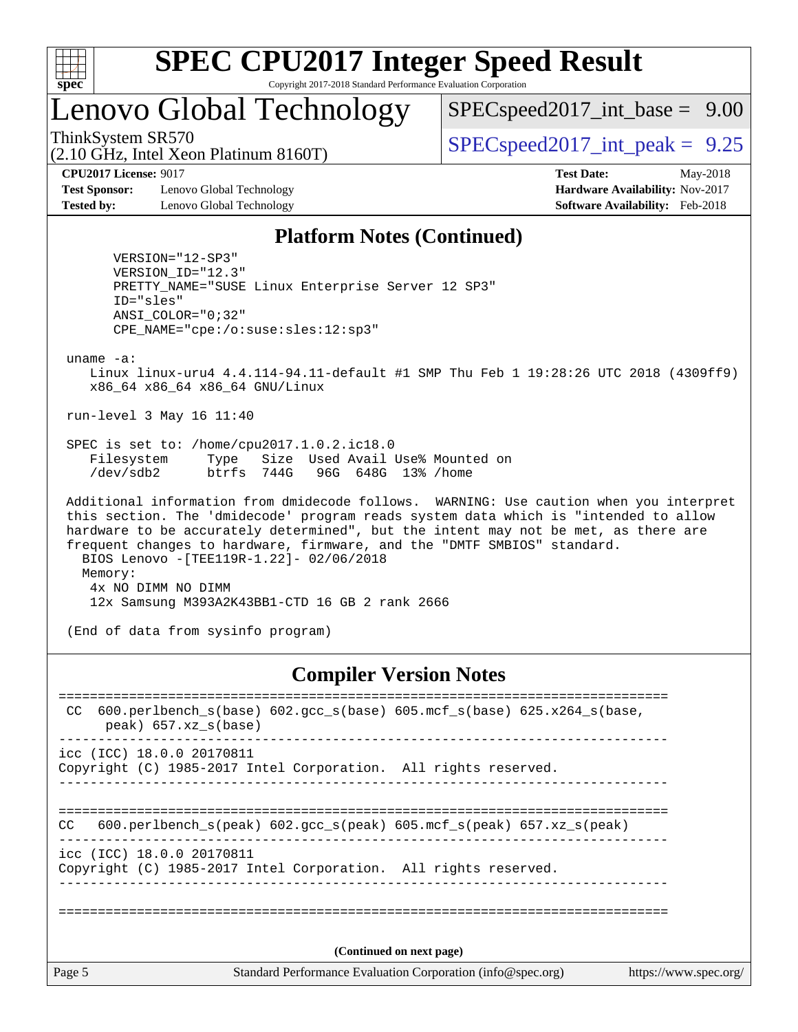# SPEC CPU2017 Integer Speed Result

Copyright 2017-2018 Standard Performance Evaluation Corporation

## Lenovo Global Technology

ThinkSystem SR570
(2.10 GHz, Intel Xeon Platinum 8160T)

SPECspeed2017_int_base = 9.00

SPECspeed2017_int_peak = 9.25

**CPU2017 License:** 9017
**Test Sponsor:** Lenovo Global Technology
**Tested by:** Lenovo Global Technology

**Test Date:** May-2018
**Hardware Availability:** Nov-2017
**Software Availability:** Feb-2018

### Platform Notes (Continued)

```
        VERSION="12-SP3"
        VERSION_ID="12.3"
        PRETTY_NAME="SUSE Linux Enterprise Server 12 SP3"
        ID="sles"
        ANSI_COLOR="0;32"
        CPE_NAME="cpe:/o:suse:sles:12:sp3"

 uname -a:
    Linux linux-uru4 4.4.114-94.11-default #1 SMP Thu Feb 1 19:28:26 UTC 2018 (4309ff9)
    x86_64 x86_64 x86_64 GNU/Linux

 run-level 3 May 16 11:40

 SPEC is set to: /home/cpu2017.1.0.2.ic18.0
    Filesystem     Type   Size  Used Avail Use% Mounted on
    /dev/sdb2      btrfs  744G   96G  648G  13% /home

 Additional information from dmidecode follows.  WARNING: Use caution when you interpret
 this section. The 'dmidecode' program reads system data which is "intended to allow
 hardware to be accurately determined", but the intent may not be met, as there are
 frequent changes to hardware, firmware, and the "DMTF SMBIOS" standard.
   BIOS Lenovo -[TEE119R-1.22]- 02/06/2018
   Memory:
    4x NO DIMM NO DIMM
    12x Samsung M393A2K43BB1-CTD 16 GB 2 rank 2666

 (End of data from sysinfo program)
```

### Compiler Version Notes

```
==============================================================================
 CC  600.perlbench_s(base) 602.gcc_s(base) 605.mcf_s(base) 625.x264_s(base,
      peak) 657.xz_s(base)
------------------------------------------------------------------------------
icc (ICC) 18.0.0 20170811
Copyright (C) 1985-2017 Intel Corporation.  All rights reserved.
------------------------------------------------------------------------------

==============================================================================
CC   600.perlbench_s(peak) 602.gcc_s(peak) 605.mcf_s(peak) 657.xz_s(peak)
------------------------------------------------------------------------------
icc (ICC) 18.0.0 20170811
Copyright (C) 1985-2017 Intel Corporation.  All rights reserved.
------------------------------------------------------------------------------

==============================================================================
```

(Continued on next page)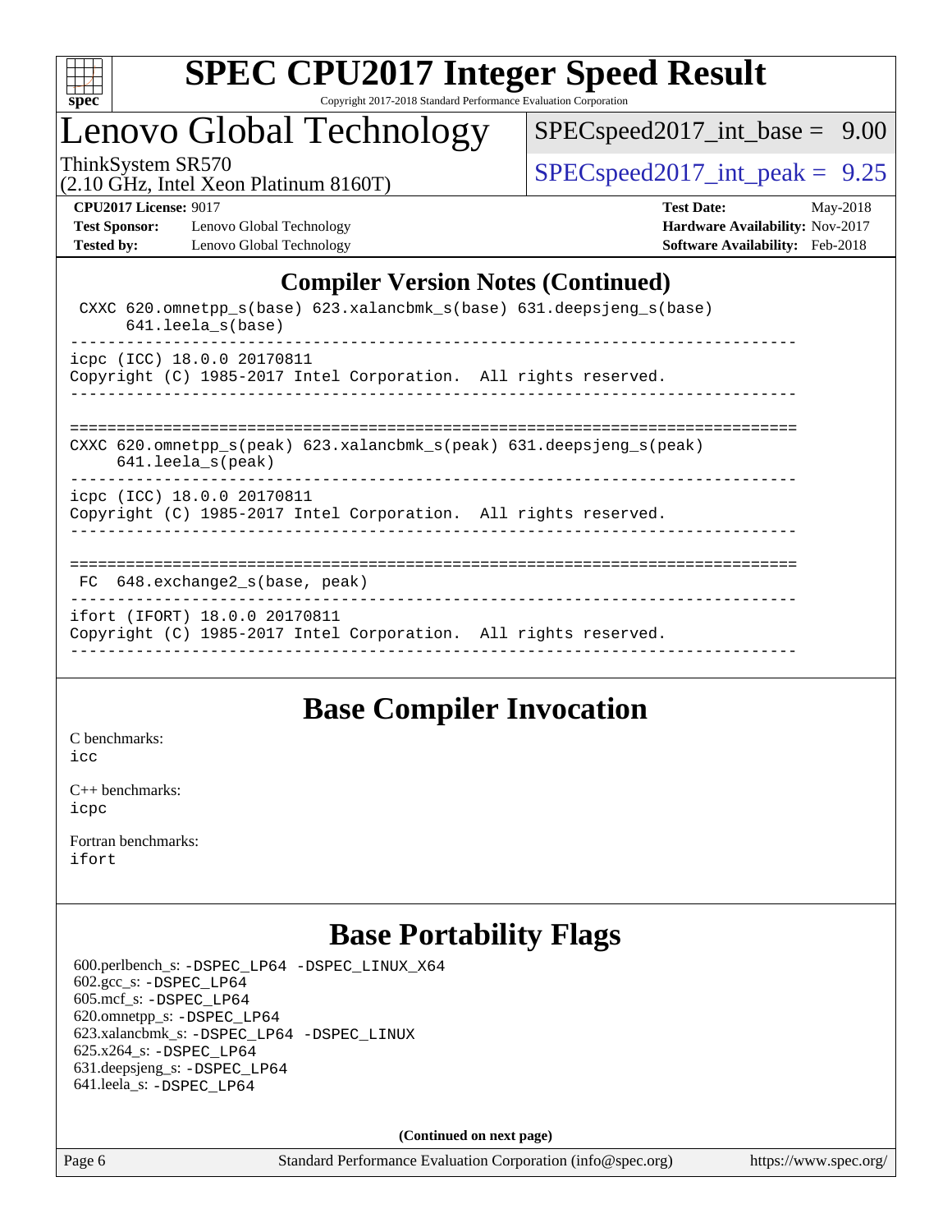# SPEC CPU2017 Integer Speed Result

Copyright 2017-2018 Standard Performance Evaluation Corporation

## Lenovo Global Technology

ThinkSystem SR570
(2.10 GHz, Intel Xeon Platinum 8160T)

SPECspeed2017_int_base = 9.00

SPECspeed2017_int_peak = 9.25

**CPU2017 License:** 9017
**Test Sponsor:** Lenovo Global Technology
**Tested by:** Lenovo Global Technology

**Test Date:** May-2018
**Hardware Availability:** Nov-2017
**Software Availability:** Feb-2018

## Compiler Version Notes (Continued)

```
 CXXC 620.omnetpp_s(base) 623.xalancbmk_s(base) 631.deepsjeng_s(base)
      641.leela_s(base)
------------------------------------------------------------------------------
icpc (ICC) 18.0.0 20170811
Copyright (C) 1985-2017 Intel Corporation.  All rights reserved.
------------------------------------------------------------------------------

==============================================================================
CXXC 620.omnetpp_s(peak) 623.xalancbmk_s(peak) 631.deepsjeng_s(peak)
     641.leela_s(peak)
------------------------------------------------------------------------------
icpc (ICC) 18.0.0 20170811
Copyright (C) 1985-2017 Intel Corporation.  All rights reserved.
------------------------------------------------------------------------------

==============================================================================
 FC  648.exchange2_s(base, peak)
------------------------------------------------------------------------------
ifort (IFORT) 18.0.0 20170811
Copyright (C) 1985-2017 Intel Corporation.  All rights reserved.
------------------------------------------------------------------------------
```

## Base Compiler Invocation

C benchmarks:
icc

C++ benchmarks:
icpc

Fortran benchmarks:
ifort

## Base Portability Flags

600.perlbench_s: -DSPEC_LP64 -DSPEC_LINUX_X64
602.gcc_s: -DSPEC_LP64
605.mcf_s: -DSPEC_LP64
620.omnetpp_s: -DSPEC_LP64
623.xalancbmk_s: -DSPEC_LP64 -DSPEC_LINUX
625.x264_s: -DSPEC_LP64
631.deepsjeng_s: -DSPEC_LP64
641.leela_s: -DSPEC_LP64

**(Continued on next page)**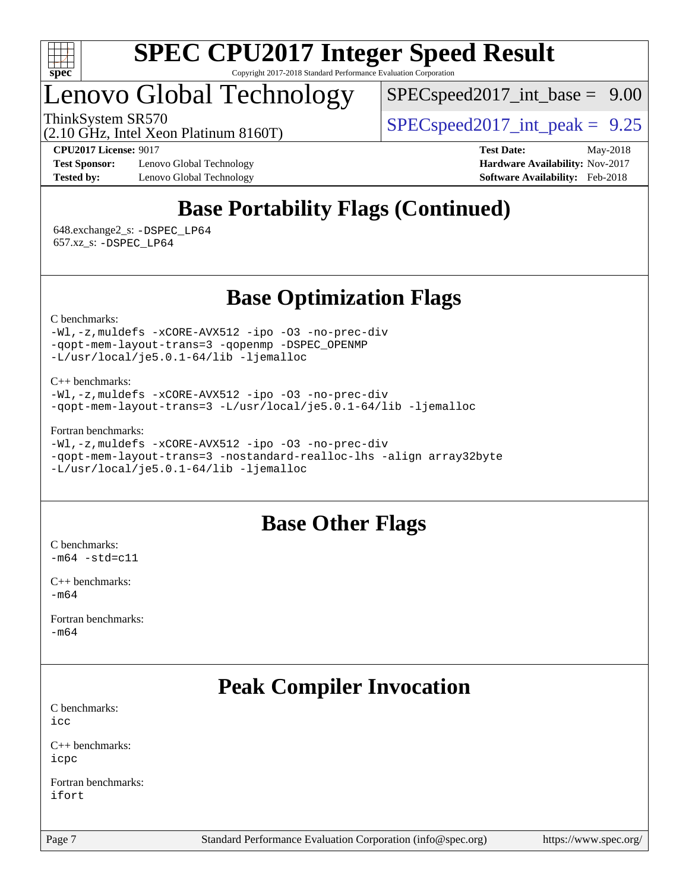# Base Portability Flags (Continued)

648.exchange2_s: -DSPEC_LP64
657.xz_s: -DSPEC_LP64

# Base Optimization Flags

C benchmarks:
```
-Wl,-z,muldefs -xCORE-AVX512 -ipo -O3 -no-prec-div
-qopt-mem-layout-trans=3 -qopenmp -DSPEC_OPENMP
-L/usr/local/je5.0.1-64/lib -ljemalloc
```

C++ benchmarks:
```
-Wl,-z,muldefs -xCORE-AVX512 -ipo -O3 -no-prec-div
-qopt-mem-layout-trans=3 -L/usr/local/je5.0.1-64/lib -ljemalloc
```

Fortran benchmarks:
```
-Wl,-z,muldefs -xCORE-AVX512 -ipo -O3 -no-prec-div
-qopt-mem-layout-trans=3 -nostandard-realloc-lhs -align array32byte
-L/usr/local/je5.0.1-64/lib -ljemalloc
```

# Base Other Flags

C benchmarks:
```
-m64 -std=c11
```

C++ benchmarks:
```
-m64
```

Fortran benchmarks:
```
-m64
```

# Peak Compiler Invocation

C benchmarks:
```
icc
```

C++ benchmarks:
```
icpc
```

Fortran benchmarks:
```
ifort
```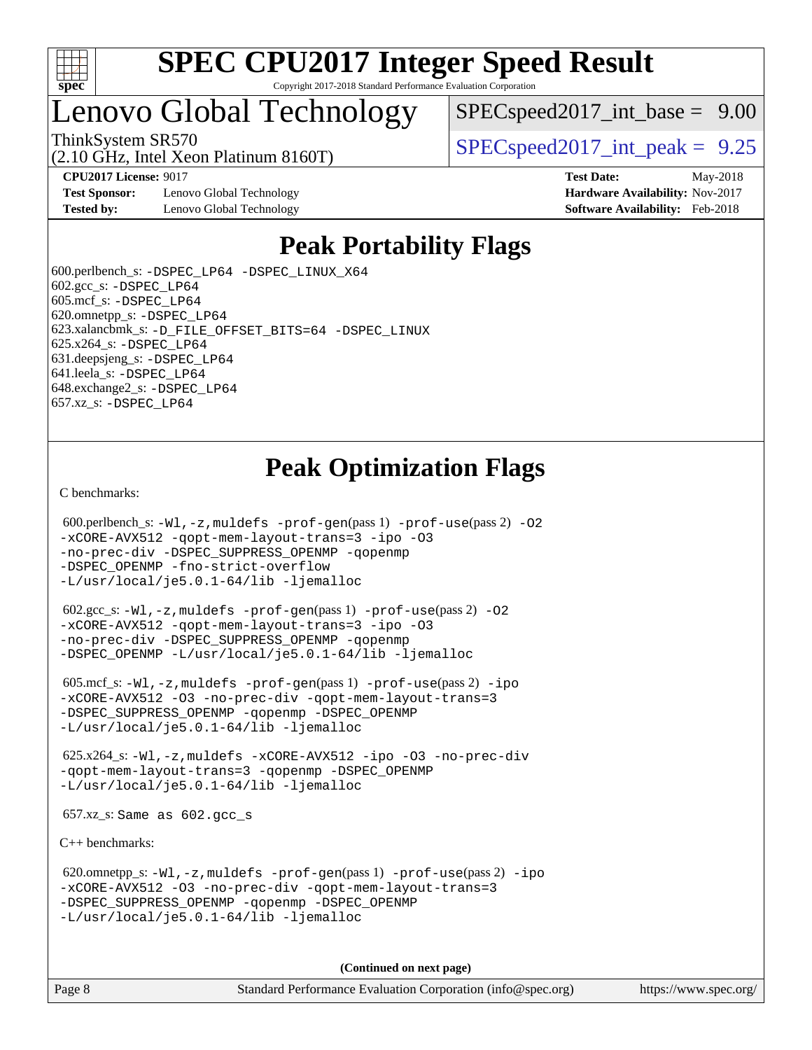# Peak Portability Flags

600.perlbench_s: -DSPEC_LP64 -DSPEC_LINUX_X64
602.gcc_s: -DSPEC_LP64
605.mcf_s: -DSPEC_LP64
620.omnetpp_s: -DSPEC_LP64
623.xalancbmk_s: -D_FILE_OFFSET_BITS=64 -DSPEC_LINUX
625.x264_s: -DSPEC_LP64
631.deepsjeng_s: -DSPEC_LP64
641.leela_s: -DSPEC_LP64
648.exchange2_s: -DSPEC_LP64
657.xz_s: -DSPEC_LP64

# Peak Optimization Flags

C benchmarks:

600.perlbench_s: -Wl,-z,muldefs -prof-gen(pass 1) -prof-use(pass 2) -O2 -xCORE-AVX512 -qopt-mem-layout-trans=3 -ipo -O3 -no-prec-div -DSPEC_SUPPRESS_OPENMP -qopenmp -DSPEC_OPENMP -fno-strict-overflow -L/usr/local/je5.0.1-64/lib -ljemalloc

602.gcc_s: -Wl,-z,muldefs -prof-gen(pass 1) -prof-use(pass 2) -O2 -xCORE-AVX512 -qopt-mem-layout-trans=3 -ipo -O3 -no-prec-div -DSPEC_SUPPRESS_OPENMP -qopenmp -DSPEC_OPENMP -L/usr/local/je5.0.1-64/lib -ljemalloc

605.mcf_s: -Wl,-z,muldefs -prof-gen(pass 1) -prof-use(pass 2) -ipo -xCORE-AVX512 -O3 -no-prec-div -qopt-mem-layout-trans=3 -DSPEC_SUPPRESS_OPENMP -qopenmp -DSPEC_OPENMP -L/usr/local/je5.0.1-64/lib -ljemalloc

625.x264_s: -Wl,-z,muldefs -xCORE-AVX512 -ipo -O3 -no-prec-div -qopt-mem-layout-trans=3 -qopenmp -DSPEC_OPENMP -L/usr/local/je5.0.1-64/lib -ljemalloc

657.xz_s: Same as 602.gcc_s

C++ benchmarks:

620.omnetpp_s: -Wl,-z,muldefs -prof-gen(pass 1) -prof-use(pass 2) -ipo -xCORE-AVX512 -O3 -no-prec-div -qopt-mem-layout-trans=3 -DSPEC_SUPPRESS_OPENMP -qopenmp -DSPEC_OPENMP -L/usr/local/je5.0.1-64/lib -ljemalloc

(Continued on next page)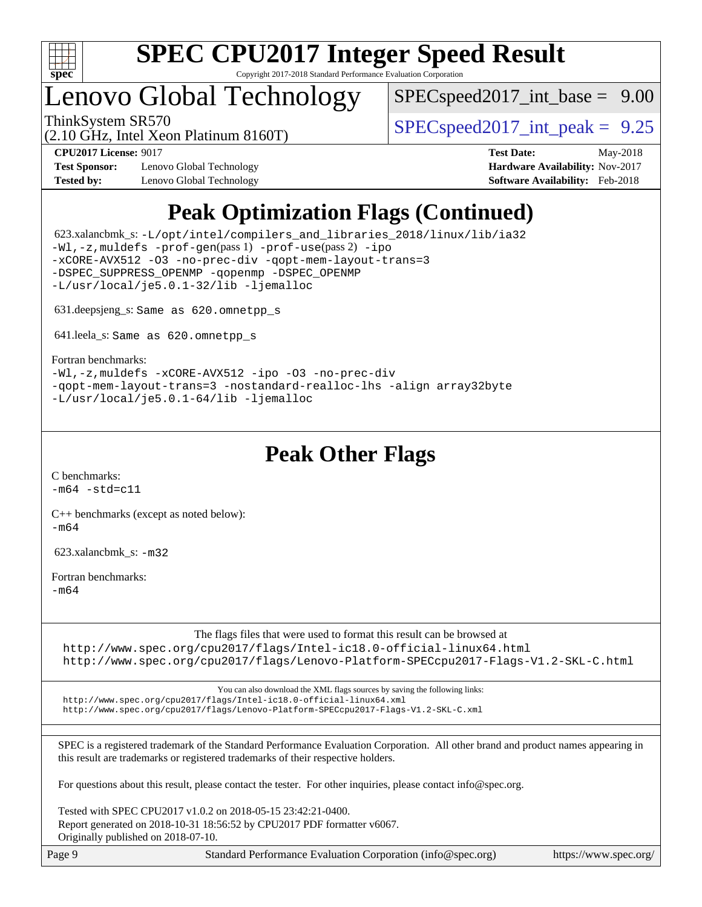# Peak Optimization Flags (Continued)

623.xalancbmk_s: `-L/opt/intel/compilers_and_libraries_2018/linux/lib/ia32 -Wl,-z,muldefs -prof-gen(pass 1) -prof-use(pass 2) -ipo -xCORE-AVX512 -O3 -no-prec-div -qopt-mem-layout-trans=3 -DSPEC_SUPPRESS_OPENMP -qopenmp -DSPEC_OPENMP -L/usr/local/je5.0.1-32/lib -ljemalloc`

631.deepsjeng_s: `Same as 620.omnetpp_s`

641.leela_s: `Same as 620.omnetpp_s`

Fortran benchmarks:
`-Wl,-z,muldefs -xCORE-AVX512 -ipo -O3 -no-prec-div -qopt-mem-layout-trans=3 -nostandard-realloc-lhs -align array32byte -L/usr/local/je5.0.1-64/lib -ljemalloc`

# Peak Other Flags

C benchmarks:
`-m64 -std=c11`

C++ benchmarks (except as noted below):
`-m64`

623.xalancbmk_s: `-m32`

Fortran benchmarks:
`-m64`

The flags files that were used to format this result can be browsed at
http://www.spec.org/cpu2017/flags/Intel-ic18.0-official-linux64.html
http://www.spec.org/cpu2017/flags/Lenovo-Platform-SPECcpu2017-Flags-V1.2-SKL-C.html

You can also download the XML flags sources by saving the following links:
http://www.spec.org/cpu2017/flags/Intel-ic18.0-official-linux64.xml
http://www.spec.org/cpu2017/flags/Lenovo-Platform-SPECcpu2017-Flags-V1.2-SKL-C.xml

SPEC is a registered trademark of the Standard Performance Evaluation Corporation. All other brand and product names appearing in this result are trademarks or registered trademarks of their respective holders.

For questions about this result, please contact the tester. For other inquiries, please contact info@spec.org.

Tested with SPEC CPU2017 v1.0.2 on 2018-05-15 23:42:21-0400.
Report generated on 2018-10-31 18:56:52 by CPU2017 PDF formatter v6067.
Originally published on 2018-07-10.